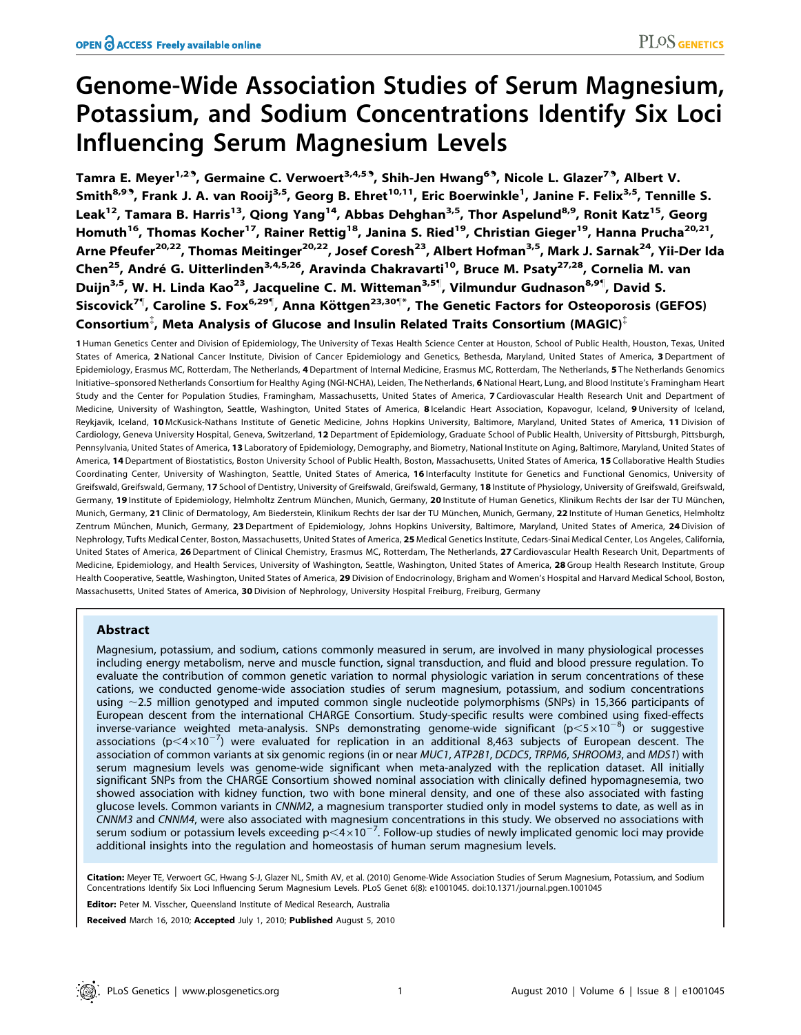# Genome-Wide Association Studies of Serum Magnesium, Potassium, and Sodium Concentrations Identify Six Loci Influencing Serum Magnesium Levels

**Tamra E. Meyer[1,2], Germaine C. Verwoert[3,4,5], Shih-Jen Hwang[6], Nicole L. Glazer[7], Albert V. Smith[8,9], Frank J. A. van Rooij[3,5], Georg B. Ehret[10,11], Eric Boerwinkle[1], Janine F. Felix[3,5], Tennille S. Leak[12], Tamara B. Harris[13], Qiong Yang[14], Abbas Dehghan[3,5], Thor Aspelund[8,9], Ronit Katz[15], Georg Homuth[16], Thomas Kocher[17], Rainer Rettig[18], Janina S. Ried[19], Christian Gieger[19], Hanna Prucha[20,21], Arne Pfeufer[20,22], Thomas Meitinger[20,22], Josef Coresh[23], Albert Hofman[3,5], Mark J. Sarnak[24], Yii-Der Ida Chen[25], André G. Uitterlinden[3,4,5,26], Aravinda Chakravarti[10], Bruce M. Psaty[27,28], Cornelia M. van Duijn[3,5], W. H. Linda Kao[23], Jacqueline C. M. Witteman[3,5], Vilmundur Gudnason[8,9], David S. Siscovick[7], Caroline S. Fox[6,29], Anna Köttgen[23,30]*, The Genetic Factors for Osteoporosis (GEFOS) Consortium[‡], Meta Analysis of Glucose and Insulin Related Traits Consortium (MAGIC)[‡]**

1 Human Genetics Center and Division of Epidemiology, The University of Texas Health Science Center at Houston, School of Public Health, Houston, Texas, United States of America, 2 National Cancer Institute, Division of Cancer Epidemiology and Genetics, Bethesda, Maryland, United States of America, 3 Department of Epidemiology, Erasmus MC, Rotterdam, The Netherlands, 4 Department of Internal Medicine, Erasmus MC, Rotterdam, The Netherlands, 5 The Netherlands Genomics Initiative–sponsored Netherlands Consortium for Healthy Aging (NGI-NCHA), Leiden, The Netherlands, 6 National Heart, Lung, and Blood Institute's Framingham Heart Study and the Center for Population Studies, Framingham, Massachusetts, United States of America, 7 Cardiovascular Health Research Unit and Department of Medicine, University of Washington, Seattle, Washington, United States of America, 8 Icelandic Heart Association, Kopavogur, Iceland, 9 University of Iceland, Reykjavik, Iceland, 10 McKusick-Nathans Institute of Genetic Medicine, Johns Hopkins University, Baltimore, Maryland, United States of America, 11 Division of Cardiology, Geneva University Hospital, Geneva, Switzerland, 12 Department of Epidemiology, Graduate School of Public Health, University of Pittsburgh, Pittsburgh, Pennsylvania, United States of America, 13 Laboratory of Epidemiology, Demography, and Biometry, National Institute on Aging, Baltimore, Maryland, United States of America, 14 Department of Biostatistics, Boston University School of Public Health, Boston, Massachusetts, United States of America, 15 Collaborative Health Studies Coordinating Center, University of Washington, Seattle, United States of America, 16 Interfaculty Institute for Genetics and Functional Genomics, University of Greifswald, Greifswald, Germany, 17 School of Dentistry, University of Greifswald, Greifswald, Germany, 18 Institute of Physiology, University of Greifswald, Greifswald, Germany, 19 Institute of Epidemiology, Helmholtz Zentrum München, Munich, Germany, 20 Institute of Human Genetics, Klinikum Rechts der Isar der TU München, Munich, Germany, 21 Clinic of Dermatology, Am Biederstein, Klinikum Rechts der Isar der TU München, Munich, Germany, 22 Institute of Human Genetics, Helmholtz Zentrum München, Munich, Germany, 23 Department of Epidemiology, Johns Hopkins University, Baltimore, Maryland, United States of America, 24 Division of Nephrology, Tufts Medical Center, Boston, Massachusetts, United States of America, 25 Medical Genetics Institute, Cedars-Sinai Medical Center, Los Angeles, California, United States of America, 26 Department of Clinical Chemistry, Erasmus MC, Rotterdam, The Netherlands, 27 Cardiovascular Health Research Unit, Departments of Medicine, Epidemiology, and Health Services, University of Washington, Seattle, Washington, United States of America, 28 Group Health Research Institute, Group Health Cooperative, Seattle, Washington, United States of America, 29 Division of Endocrinology, Brigham and Women's Hospital and Harvard Medical School, Boston, Massachusetts, United States of America, 30 Division of Nephrology, University Hospital Freiburg, Freiburg, Germany

## Abstract

Magnesium, potassium, and sodium, cations commonly measured in serum, are involved in many physiological processes including energy metabolism, nerve and muscle function, signal transduction, and fluid and blood pressure regulation. To evaluate the contribution of common genetic variation to normal physiologic variation in serum concentrations of these cations, we conducted genome-wide association studies of serum magnesium, potassium, and sodium concentrations using ~2.5 million genotyped and imputed common single nucleotide polymorphisms (SNPs) in 15,366 participants of European descent from the international CHARGE Consortium. Study-specific results were combined using fixed-effects inverse-variance weighted meta-analysis. SNPs demonstrating genome-wide significant ($p < 5 \times 10^{-8}$) or suggestive associations ($p < 4 \times 10^{-7}$) were evaluated for replication in an additional 8,463 subjects of European descent. The association of common variants at six genomic regions (in or near *MUC1*, *ATP2B1*, *DCDC5*, *TRPM6*, *SHROOM3*, and *MDS1*) with serum magnesium levels was genome-wide significant when meta-analyzed with the replication dataset. All initially significant SNPs from the CHARGE Consortium showed nominal association with clinically defined hypomagnesemia, two showed association with kidney function, two with bone mineral density, and one of these also associated with fasting glucose levels. Common variants in *CNNM2*, a magnesium transporter studied only in model systems to date, as well as in *CNNM3* and *CNNM4*, were also associated with magnesium concentrations in this study. We observed no associations with serum sodium or potassium levels exceeding $p < 4 \times 10^{-7}$. Follow-up studies of newly implicated genomic loci may provide additional insights into the regulation and homeostasis of human serum magnesium levels.

**Citation:** Meyer TE, Verwoert GC, Hwang S-J, Glazer NL, Smith AV, et al. (2010) Genome-Wide Association Studies of Serum Magnesium, Potassium, and Sodium Concentrations Identify Six Loci Influencing Serum Magnesium Levels. PLoS Genet 6(8): e1001045. doi:10.1371/journal.pgen.1001045

**Editor:** Peter M. Visscher, Queensland Institute of Medical Research, Australia

**Received** March 16, 2010; **Accepted** July 1, 2010; **Published** August 5, 2010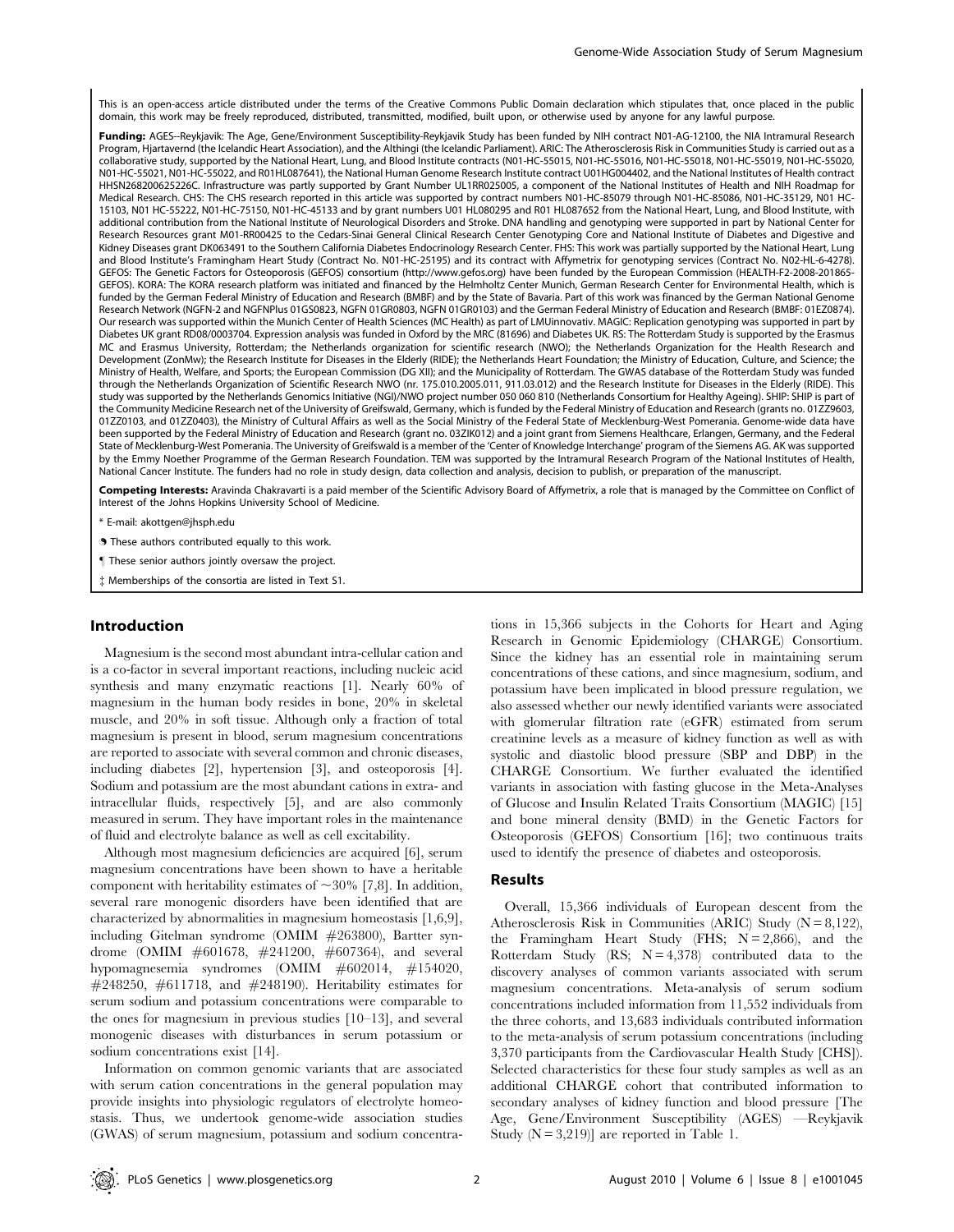This is an open-access article distributed under the terms of the Creative Commons Public Domain declaration which stipulates that, once placed in the public domain, this work may be freely reproduced, distributed, transmitted, modified, built upon, or otherwise used by anyone for any lawful purpose.

**Funding:** AGES–Reykjavik: The Age, Gene/Environment Susceptibility-Reykjavik Study has been funded by NIH contract N01-AG-12100, the NIA Intramural Research Program, Hjartavernd (the Icelandic Heart Association), and the Althingi (the Icelandic Parliament). ARIC: The Atherosclerosis Risk in Communities Study is carried out as a collaborative study, supported by the National Heart, Lung, and Blood Institute contracts (N01-HC-55015, N01-HC-55016, N01-HC-55018, N01-HC-55019, N01-HC-55020, N01-HC-55021, N01-HC-55022, and R01HL087641), the National Human Genome Research Institute contract U01HG004402, and the National Institutes of Health contract HHSN268200625226C. Infrastructure was partly supported by Grant Number UL1RR025005, a component of the National Institutes of Health and NIH Roadmap for Medical Research. CHS: The CHS research reported in this article was supported by contract numbers N01-HC-85079 through N01-HC-85086, N01-HC-35129, N01 HC-15103, N01 HC-55222, N01-HC-75150, N01-HC-45133 and by grant numbers U01 HL080295 and R01 HL087652 from the National Heart, Lung, and Blood Institute, with additional contribution from the National Institute of Neurological Disorders and Stroke. DNA handling and genotyping were supported in part by National Center for Research Resources grant M01-RR00425 to the Cedars-Sinai General Clinical Research Center Genotyping Core and National Institute of Diabetes and Digestive and Kidney Diseases grant DK063491 to the Southern California Diabetes Endocrinology Research Center. FHS: This work was partially supported by the National Heart, Lung and Blood Institute's Framingham Heart Study (Contract No. N01-HC-25195) and its contract with Affymetrix for genotyping services (Contract No. N02-HL-6-4278). GEFOS: The Genetic Factors for Osteoporosis (GEFOS) consortium (http://www.gefos.org) have been funded by the European Commission (HEALTH-F2-2008-201865-GEFOS). KORA: The KORA research platform was initiated and financed by the Helmholtz Center Munich, German Research Center for Environmental Health, which is funded by the German Federal Ministry of Education and Research (BMBF) and by the State of Bavaria. Part of this work was financed by the German National Genome Research Network (NGFN-2 and NGFNPlus 01GS0823, NGFN 01GR0803, NGFN 01GR0103) and the German Federal Ministry of Education and Research (BMBF: 01EZ0874). Our research was supported within the Munich Center of Health Sciences (MC Health) as part of LMUinnovativ. MAGIC: Replication genotyping was supported in part by Diabetes UK grant RD08/0003704. Expression analysis was funded in Oxford by the MRC (81696) and Diabetes UK. RS: The Rotterdam Study is supported by the Erasmus MC and Erasmus University, Rotterdam; the Netherlands organization for scientific research (NWO); the Netherlands Organization for the Health Research and Development (ZonMw); the Research Institute for Diseases in the Elderly (RIDE); the Netherlands Heart Foundation; the Ministry of Education, Culture, and Science; the Ministry of Health, Welfare, and Sports; the European Commission (DG XII); and the Municipality of Rotterdam. The GWAS database of the Rotterdam Study was funded through the Netherlands Organization of Scientific Research NWO (nr. 175.010.2005.011, 911.03.012) and the Research Institute for Diseases in the Elderly (RIDE). This study was supported by the Netherlands Genomics Initiative (NGI)/NWO project number 050 060 810 (Netherlands Consortium for Healthy Ageing). SHIP: SHIP is part of the Community Medicine Research net of the University of Greifswald, Germany, which is funded by the Federal Ministry of Education and Research (grants no. 01ZZ9603, 01ZZ0103, and 01ZZ0403), the Ministry of Cultural Affairs as well as the Social Ministry of the Federal State of Mecklenburg-West Pomerania. Genome-wide data have been supported by the Federal Ministry of Education and Research (grant no. 03ZIK012) and a joint grant from Siemens Healthcare, Erlangen, Germany, and the Federal State of Mecklenburg-West Pomerania. The University of Greifswald is a member of the 'Center of Knowledge Interchange' program of the Siemens AG. AK was supported by the Emmy Noether Programme of the German Research Foundation. TEM was supported by the Intramural Research Program of the National Institutes of Health, National Cancer Institute. The funders had no role in study design, data collection and analysis, decision to publish, or preparation of the manuscript.

**Competing Interests:** Aravinda Chakravarti is a paid member of the Scientific Advisory Board of Affymetrix, a role that is managed by the Committee on Conflict of Interest of the Johns Hopkins University School of Medicine.

\* E-mail: akottgen@jhsph.edu

❡ These authors contributed equally to this work.

¶ These senior authors jointly oversaw the project.

‡ Memberships of the consortia are listed in Text S1.

## Introduction

Magnesium is the second most abundant intra-cellular cation and is a co-factor in several important reactions, including nucleic acid synthesis and many enzymatic reactions [1]. Nearly 60% of magnesium in the human body resides in bone, 20% in skeletal muscle, and 20% in soft tissue. Although only a fraction of total magnesium is present in blood, serum magnesium concentrations are reported to associate with several common and chronic diseases, including diabetes [2], hypertension [3], and osteoporosis [4]. Sodium and potassium are the most abundant cations in extra- and intracellular fluids, respectively [5], and are also commonly measured in serum. They have important roles in the maintenance of fluid and electrolyte balance as well as cell excitability.

Although most magnesium deficiencies are acquired [6], serum magnesium concentrations have been shown to have a heritable component with heritability estimates of ~30% [7,8]. In addition, several rare monogenic disorders have been identified that are characterized by abnormalities in magnesium homeostasis [1,6,9], including Gitelman syndrome (OMIM #263800), Bartter syndrome (OMIM #601678, #241200, #607364), and several hypomagnesemia syndromes (OMIM #602014, #154020, #248250, #611718, and #248190). Heritability estimates for serum sodium and potassium concentrations were comparable to the ones for magnesium in previous studies [10–13], and several monogenic diseases with disturbances in serum potassium or sodium concentrations exist [14].

Information on common genomic variants that are associated with serum cation concentrations in the general population may provide insights into physiologic regulators of electrolyte homeostasis. Thus, we undertook genome-wide association studies (GWAS) of serum magnesium, potassium and sodium concentrations in 15,366 subjects in the Cohorts for Heart and Aging Research in Genomic Epidemiology (CHARGE) Consortium. Since the kidney has an essential role in maintaining serum concentrations of these cations, and since magnesium, sodium, and potassium have been implicated in blood pressure regulation, we also assessed whether our newly identified variants were associated with glomerular filtration rate (eGFR) estimated from serum creatinine levels as a measure of kidney function as well as with systolic and diastolic blood pressure (SBP and DBP) in the CHARGE Consortium. We further evaluated the identified variants in association with fasting glucose in the Meta-Analyses of Glucose and Insulin Related Traits Consortium (MAGIC) [15] and bone mineral density (BMD) in the Genetic Factors for Osteoporosis (GEFOS) Consortium [16]; two continuous traits used to identify the presence of diabetes and osteoporosis.

## Results

Overall, 15,366 individuals of European descent from the Atherosclerosis Risk in Communities (ARIC) Study (N = 8,122), the Framingham Heart Study (FHS; N = 2,866), and the Rotterdam Study (RS; N = 4,378) contributed data to the discovery analyses of common variants associated with serum magnesium concentrations. Meta-analysis of serum sodium concentrations included information from 11,552 individuals from the three cohorts, and 13,683 individuals contributed information to the meta-analysis of serum potassium concentrations (including 3,370 participants from the Cardiovascular Health Study [CHS]). Selected characteristics for these four study samples as well as an additional CHARGE cohort that contributed information to secondary analyses of kidney function and blood pressure [The Age, Gene/Environment Susceptibility (AGES) —Reykjavik Study (N = 3,219)] are reported in Table 1.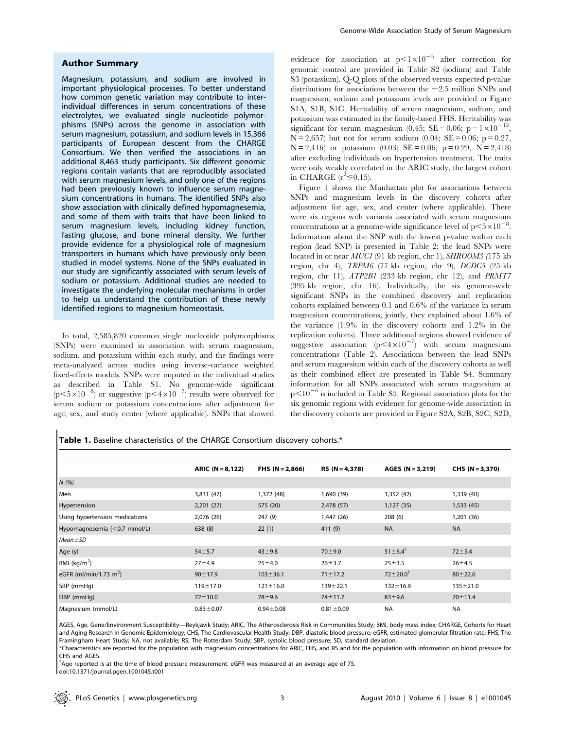## Author Summary

Magnesium, potassium, and sodium are involved in important physiological processes. To better understand how common genetic variation may contribute to inter-individual differences in serum concentrations of these electrolytes, we evaluated single nucleotide polymorphisms (SNPs) across the genome in association with serum magnesium, potassium, and sodium levels in 15,366 participants of European descent from the CHARGE Consortium. We then verified the associations in an additional 8,463 study participants. Six different genomic regions contain variants that are reproducibly associated with serum magnesium levels, and only one of the regions had been previously known to influence serum magnesium concentrations in humans. The identified SNPs also show association with clinically defined hypomagnesemia, and some of them with traits that have been linked to serum magnesium levels, including kidney function, fasting glucose, and bone mineral density. We further provide evidence for a physiological role of magnesium transporters in humans which have previously only been studied in model systems. None of the SNPs evaluated in our study are significantly associated with serum levels of sodium or potassium. Additional studies are needed to investigate the underlying molecular mechanisms in order to help us understand the contribution of these newly identified regions to magnesium homeostasis.

In total, 2,585,820 common single nucleotide polymorphisms (SNPs) were examined in association with serum magnesium, sodium, and potassium within each study, and the findings were meta-analyzed across studies using inverse-variance weighted fixed-effects models. SNPs were imputed in the individual studies as described in Table S1. No genome-wide significant ($p<5\times10^{-8}$) or suggestive ($p<4\times10^{-7}$) results were observed for serum sodium or potassium concentrations after adjustment for age, sex, and study center (where applicable). SNPs that showed evidence for association at $p<1\times10^{-5}$ after correction for genomic control are provided in Table S2 (sodium) and Table S3 (potassium). Q-Q plots of the observed versus expected p-value distributions for associations between the ~2.5 million SNPs and magnesium, sodium and potassium levels are provided in Figure S1A, S1B, S1C. Heritability of serum magnesium, sodium, and potassium was estimated in the family-based FHS. Heritability was significant for serum magnesium (0.45; SE = 0.06; $p = 1\times10^{-13}$, N = 2,657) but not for serum sodium (0.04; SE = 0.06; p = 0.27, N = 2,416) or potassium (0.03; SE = 0.06; p = 0.29, N = 2,418) after excluding individuals on hypertension treatment. The traits were only weakly correlated in the ARIC study, the largest cohort in CHARGE ($r^2 \leq 0.15$).

Figure 1 shows the Manhattan plot for associations between SNPs and magnesium levels in the discovery cohorts after adjustment for age, sex, and center (where applicable). There were six regions with variants associated with serum magnesium concentrations at a genome-wide significance level of $p<5\times10^{-8}$. Information about the SNP with the lowest p-value within each region (lead SNP) is presented in Table 2; the lead SNPs were located in or near *MUC1* (91 kb region, chr 1), *SHROOM3* (175 kb region, chr 4), *TRPM6* (77 kb region, chr 9), *DCDC5* (25 kb region, chr 11), *ATP2B1* (233 kb region, chr 12), and *PRMT7* (395 kb region, chr 16). Individually, the six genome-wide significant SNPs in the combined discovery and replication cohorts explained between 0.1 and 0.6% of the variance in serum magnesium concentrations; jointly, they explained about 1.6% of the variance (1.9% in the discovery cohorts and 1.2% in the replication cohorts). Three additional regions showed evidence of suggestive association ($p<4\times10^{-7}$) with serum magnesium concentrations (Table 2). Associations between the lead SNPs and serum magnesium within each of the discovery cohorts as well as their combined effect are presented in Table S4. Summary information for all SNPs associated with serum magnesium at $p<10^{-6}$ is included in Table S5. Regional association plots for the six genomic regions with evidence for genome-wide association in the discovery cohorts are provided in Figure S2A, S2B, S2C, S2D,

**Table 1.** Baseline characteristics of the CHARGE Consortium discovery cohorts.*

| | ARIC (N = 8,122) | FHS (N = 2,866) | RS (N = 4,378) | AGES (N = 3,219) | CHS (N = 3,370) |
|---|---|---|---|---|---|
| *N (%)* | | | | | |
| Men | 3,831 (47) | 1,372 (48) | 1,690 (39) | 1,352 (42) | 1,339 (40) |
| Hypertension | 2,201 (27) | 575 (20) | 2,478 (57) | 1,127 (35) | 1,533 (45) |
| Using hypertension medications | 2,076 (26) | 247 (9) | 1,447 (26) | 208 (6) | 1,201 (36) |
| Hypomagnesemia (<0.7 mmol/L) | 638 (8) | 22 (1) | 411 (9) | NA | NA |
| *Mean ± SD* | | | | | |
| Age (y) | 54±5.7 | 43±9.8 | 70±9.0 | 51±6.4[†] | 72±5.4 |
| BMI (kg/m$^2$) | 27±4.9 | 25±4.0 | 26±3.7 | 25±3.5 | 26±4.5 |
| eGFR (ml/min/1.73 m$^2$) | 90±17.9 | 103±36.1 | 71±17.2 | 72±20.0[†] | 80±22.6 |
| SBP (mmHg) | 119±17.0 | 121±16.0 | 139±22.1 | 132±16.9 | 135±21.0 |
| DBP (mmHg) | 72±10.0 | 78±9.6 | 74±11.7 | 83±9.6 | 70±11.4 |
| Magnesium (mmol/L) | 0.83±0.07 | 0.94±0.08 | 0.81±0.09 | NA | NA |

AGES, Age, Gene/Environment Susceptibility—Reykjavik Study; ARIC, The Atherosclerosis Risk in Communities Study; BMI, body mass index; CHARGE, Cohorts for Heart and Aging Research in Genomic Epidemiology; CHS, The Cardiovascular Health Study; DBP, diastolic blood pressure; eGFR, estimated glomerular filtration rate; FHS, The Framingham Heart Study; NA, not available; RS, The Rotterdam Study; SBP, systolic blood pressure; SD, standard deviation.

*Characteristics are reported for the population with magnesium concentrations for ARIC, FHS, and RS and for the population with information on blood pressure for CHS and AGES.

[†]Age reported is at the time of blood pressure measurement. eGFR was measured at an average age of 75.

doi:10.1371/journal.pgen.1001045.t001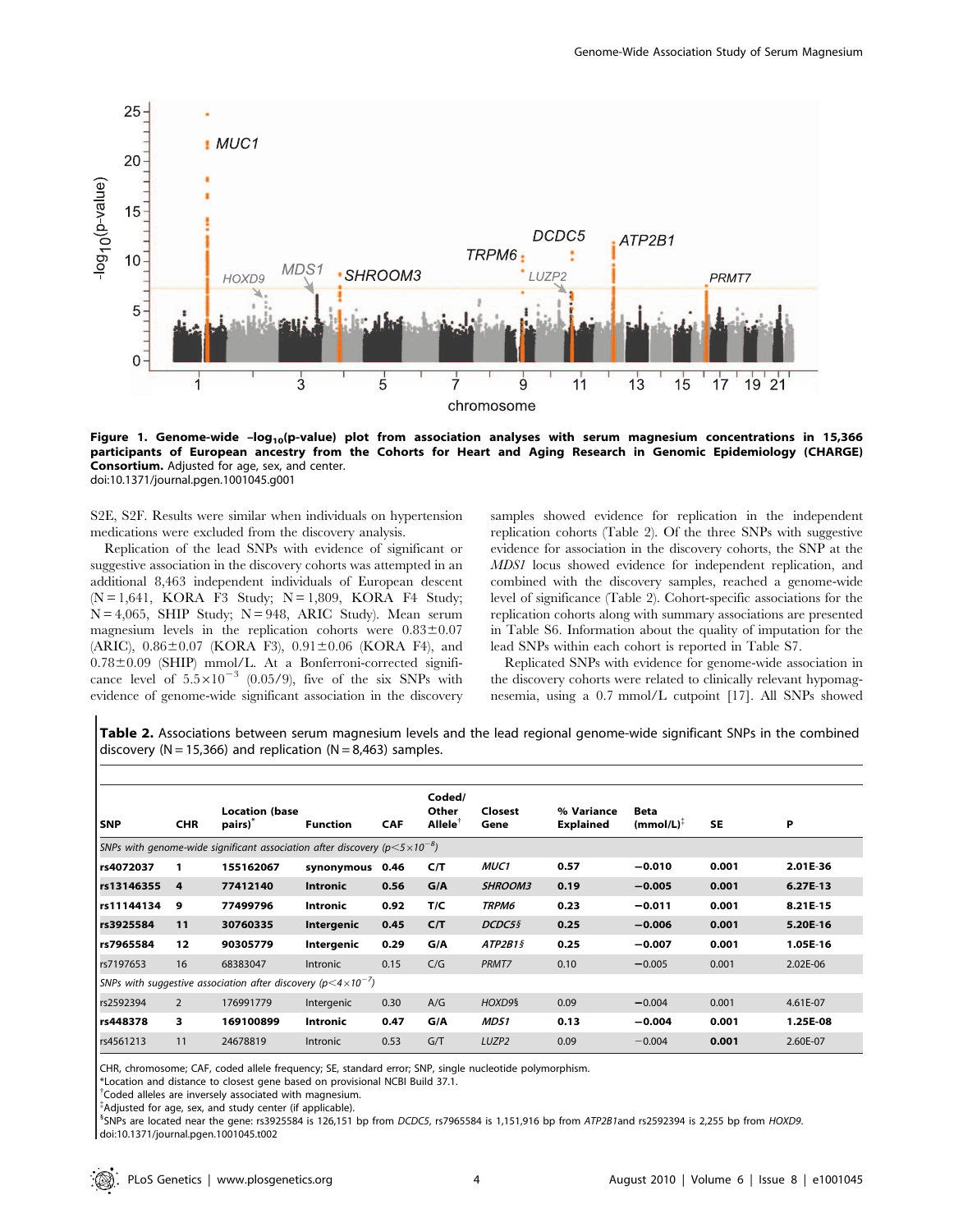**Figure 1. Genome-wide –log$_{10}$(p-value) plot from association analyses with serum magnesium concentrations in 15,366 participants of European ancestry from the Cohorts for Heart and Aging Research in Genomic Epidemiology (CHARGE) Consortium.** Adjusted for age, sex, and center.
doi:10.1371/journal.pgen.1001045.g001

S2E, S2F. Results were similar when individuals on hypertension medications were excluded from the discovery analysis.

Replication of the lead SNPs with evidence of significant or suggestive association in the discovery cohorts was attempted in an additional 8,463 independent individuals of European descent (N = 1,641, KORA F3 Study; N = 1,809, KORA F4 Study; N = 4,065, SHIP Study; N = 948, ARIC Study). Mean serum magnesium levels in the replication cohorts were 0.83±0.07 (ARIC), 0.86±0.07 (KORA F3), 0.91±0.06 (KORA F4), and 0.78±0.09 (SHIP) mmol/L. At a Bonferroni-corrected significance level of $5.5\times10^{-3}$ (0.05/9), five of the six SNPs with evidence of genome-wide significant association in the discovery samples showed evidence for replication in the independent replication cohorts (Table 2). Of the three SNPs with suggestive evidence for association in the discovery cohorts, the SNP at the *MDS1* locus showed evidence for independent replication, and combined with the discovery samples, reached a genome-wide level of significance (Table 2). Cohort-specific associations for the replication cohorts along with summary associations are presented in Table S6. Information about the quality of imputation for the lead SNPs within each cohort is reported in Table S7.

Replicated SNPs with evidence for genome-wide association in the discovery cohorts were related to clinically relevant hypomagnesemia, using a 0.7 mmol/L cutpoint [17]. All SNPs showed

**Table 2.** Associations between serum magnesium levels and the lead regional genome-wide significant SNPs in the combined discovery (N = 15,366) and replication (N = 8,463) samples.

| SNP | CHR | Location (base pairs)* | Function | CAF | Coded/ Other Allele† | Closest Gene | % Variance Explained | Beta (mmol/L)‡ | SE | P |
|---|---|---|---|---|---|---|---|---|---|---|
| *SNPs with genome-wide significant association after discovery ($p<5\times10^{-8}$)* | | | | | | | | | | |
| **rs4072037** | **1** | **155162067** | **synonymous** | **0.46** | **C/T** | ***MUC1*** | **0.57** | **−0.010** | **0.001** | **2.01E-36** |
| **rs13146355** | **4** | **77412140** | **Intronic** | **0.56** | **G/A** | ***SHROOM3*** | **0.19** | **−0.005** | **0.001** | **6.27E-13** |
| **rs11144134** | **9** | **77499796** | **Intronic** | **0.92** | **T/C** | ***TRPM6*** | **0.23** | **−0.011** | **0.001** | **8.21E-15** |
| **rs3925584** | **11** | **30760335** | **Intergenic** | **0.45** | **C/T** | ***DCDC5*§** | **0.25** | **−0.006** | **0.001** | **5.20E-16** |
| **rs7965584** | **12** | **90305779** | **Intergenic** | **0.29** | **G/A** | ***ATP2B1*§** | **0.25** | **−0.007** | **0.001** | **1.05E-16** |
| rs7197653 | 16 | 68383047 | Intronic | 0.15 | C/G | *PRMT7* | 0.10 | −0.005 | 0.001 | 2.02E-06 |
| *SNPs with suggestive association after discovery ($p<4\times10^{-7}$)* | | | | | | | | | | |
| rs2592394 | 2 | 176991779 | Intergenic | 0.30 | A/G | *HOXD9*§ | 0.09 | −0.004 | 0.001 | 4.61E-07 |
| **rs448378** | **3** | **169100899** | **Intronic** | **0.47** | **G/A** | ***MDS1*** | **0.13** | **−0.004** | **0.001** | **1.25E-08** |
| rs4561213 | 11 | 24678819 | Intronic | 0.53 | G/T | *LUZP2* | 0.09 | −0.004 | **0.001** | 2.60E-07 |

CHR, chromosome; CAF, coded allele frequency; SE, standard error; SNP, single nucleotide polymorphism.
*Location and distance to closest gene based on provisional NCBI Build 37.1.
†Coded alleles are inversely associated with magnesium.
‡Adjusted for age, sex, and study center (if applicable).
§SNPs are located near the gene: rs3925584 is 126,151 bp from *DCDC5*, rs7965584 is 1,151,916 bp from *ATP2B1*and rs2592394 is 2,255 bp from *HOXD9*.
doi:10.1371/journal.pgen.1001045.t002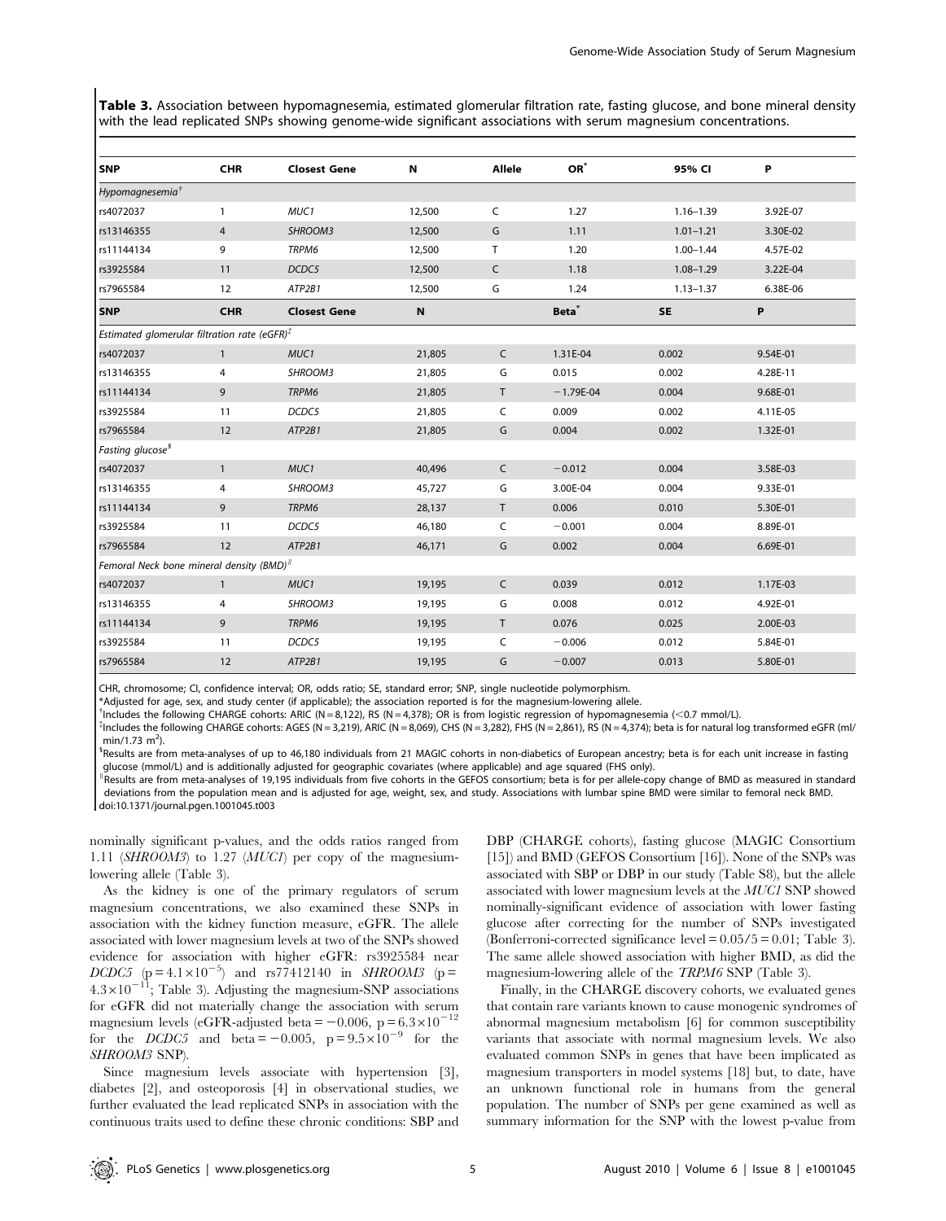**Table 3.** Association between hypomagnesemia, estimated glomerular filtration rate, fasting glucose, and bone mineral density with the lead replicated SNPs showing genome-wide significant associations with serum magnesium concentrations.

| SNP | CHR | Closest Gene | N | Allele | OR* | 95% CI | P |
|---|---|---|---|---|---|---|---|
| *Hypomagnesemia*† | | | | | | | |
| rs4072037 | 1 | *MUC1* | 12,500 | C | 1.27 | 1.16–1.39 | 3.92E-07 |
| rs13146355 | 4 | *SHROOM3* | 12,500 | G | 1.11 | 1.01–1.21 | 3.30E-02 |
| rs11144134 | 9 | *TRPM6* | 12,500 | T | 1.20 | 1.00–1.44 | 4.57E-02 |
| rs3925584 | 11 | *DCDC5* | 12,500 | C | 1.18 | 1.08–1.29 | 3.22E-04 |
| rs7965584 | 12 | *ATP2B1* | 12,500 | G | 1.24 | 1.13–1.37 | 6.38E-06 |
| **SNP** | **CHR** | **Closest Gene** | **N** | | **Beta*** | **SE** | **P** |
| *Estimated glomerular filtration rate (eGFR)*‡ | | | | | | | |
| rs4072037 | 1 | *MUC1* | 21,805 | C | 1.31E-04 | 0.002 | 9.54E-01 |
| rs13146355 | 4 | *SHROOM3* | 21,805 | G | 0.015 | 0.002 | 4.28E-11 |
| rs11144134 | 9 | *TRPM6* | 21,805 | T | −1.79E-04 | 0.004 | 9.68E-01 |
| rs3925584 | 11 | *DCDC5* | 21,805 | C | 0.009 | 0.002 | 4.11E-05 |
| rs7965584 | 12 | *ATP2B1* | 21,805 | G | 0.004 | 0.002 | 1.32E-01 |
| *Fasting glucose*§ | | | | | | | |
| rs4072037 | 1 | *MUC1* | 40,496 | C | −0.012 | 0.004 | 3.58E-03 |
| rs13146355 | 4 | *SHROOM3* | 45,727 | G | 3.00E-04 | 0.004 | 9.33E-01 |
| rs11144134 | 9 | *TRPM6* | 28,137 | T | 0.006 | 0.010 | 5.30E-01 |
| rs3925584 | 11 | *DCDC5* | 46,180 | C | −0.001 | 0.004 | 8.89E-01 |
| rs7965584 | 12 | *ATP2B1* | 46,171 | G | 0.002 | 0.004 | 6.69E-01 |
| *Femoral Neck bone mineral density (BMD)*‖ | | | | | | | |
| rs4072037 | 1 | *MUC1* | 19,195 | C | 0.039 | 0.012 | 1.17E-03 |
| rs13146355 | 4 | *SHROOM3* | 19,195 | G | 0.008 | 0.012 | 4.92E-01 |
| rs11144134 | 9 | *TRPM6* | 19,195 | T | 0.076 | 0.025 | 2.00E-03 |
| rs3925584 | 11 | *DCDC5* | 19,195 | C | −0.006 | 0.012 | 5.84E-01 |
| rs7965584 | 12 | *ATP2B1* | 19,195 | G | −0.007 | 0.013 | 5.80E-01 |

CHR, chromosome; CI, confidence interval; OR, odds ratio; SE, standard error; SNP, single nucleotide polymorphism.
*Adjusted for age, sex, and study center (if applicable); the association reported is for the magnesium-lowering allele.
†Includes the following CHARGE cohorts: ARIC (N = 8,122), RS (N = 4,378); OR is from logistic regression of hypomagnesemia (<0.7 mmol/L).
‡Includes the following CHARGE cohorts: AGES (N = 3,219), ARIC (N = 8,069), CHS (N = 3,282), FHS (N = 2,861), RS (N = 4,374); beta is for natural log transformed eGFR (ml/min/1.73 m$^2$).
§Results are from meta-analyses of up to 46,180 individuals from 21 MAGIC cohorts in non-diabetics of European ancestry; beta is for each unit increase in fasting glucose (mmol/L) and is additionally adjusted for geographic covariates (where applicable) and age squared (FHS only).
‖Results are from meta-analyses of 19,195 individuals from five cohorts in the GEFOS consortium; beta is for per allele-copy change of BMD as measured in standard deviations from the population mean and is adjusted for age, weight, sex, and study. Associations with lumbar spine BMD were similar to femoral neck BMD.
doi:10.1371/journal.pgen.1001045.t003

nominally significant p-values, and the odds ratios ranged from 1.11 (*SHROOM3*) to 1.27 (*MUC1*) per copy of the magnesium-lowering allele (Table 3).

As the kidney is one of the primary regulators of serum magnesium concentrations, we also examined these SNPs in association with the kidney function measure, eGFR. The allele associated with lower magnesium levels at two of the SNPs showed evidence for association with higher eGFR: rs3925584 near *DCDC5* ($p = 4.1\times10^{-5}$) and rs77412140 in *SHROOM3* ($p = 4.3\times10^{-11}$; Table 3). Adjusting the magnesium-SNP associations for eGFR did not materially change the association with serum magnesium levels (eGFR-adjusted beta = −0.006, $p = 6.3\times10^{-12}$ for the *DCDC5* and beta = −0.005, $p = 9.5\times10^{-9}$ for the *SHROOM3* SNP).

Since magnesium levels associate with hypertension [3], diabetes [2], and osteoporosis [4] in observational studies, we further evaluated the lead replicated SNPs in association with the continuous traits used to define these chronic conditions: SBP and DBP (CHARGE cohorts), fasting glucose (MAGIC Consortium [15]) and BMD (GEFOS Consortium [16]). None of the SNPs was associated with SBP or DBP in our study (Table S8), but the allele associated with lower magnesium levels at the *MUC1* SNP showed nominally-significant evidence of association with lower fasting glucose after correcting for the number of SNPs investigated (Bonferroni-corrected significance level = 0.05/5 = 0.01; Table 3). The same allele showed association with higher BMD, as did the magnesium-lowering allele of the *TRPM6* SNP (Table 3).

Finally, in the CHARGE discovery cohorts, we evaluated genes that contain rare variants known to cause monogenic syndromes of abnormal magnesium metabolism [6] for common susceptibility variants that associate with normal magnesium levels. We also evaluated common SNPs in genes that have been implicated as magnesium transporters in model systems [18] but, to date, have an unknown functional role in humans from the general population. The number of SNPs per gene examined as well as summary information for the SNP with the lowest p-value from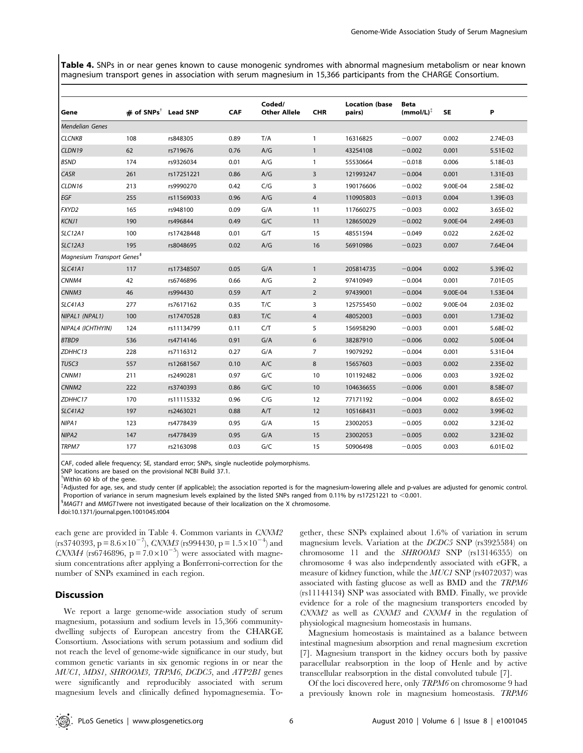**Table 4.** SNPs in or near genes known to cause monogenic syndromes with abnormal magnesium metabolism or near known magnesium transport genes in association with serum magnesium in 15,366 participants from the CHARGE Consortium.

| Gene | # of SNPs[†] | Lead SNP | CAF | Coded/ Other Allele | CHR | Location (base pairs) | Beta (mmol/L)[‡] | SE | P |
|---|---|---|---|---|---|---|---|---|---|
| *Mendelian Genes* | | | | | | | | | |
| *CLCNKB* | 108 | rs848305 | 0.89 | T/A | 1 | 16316825 | −0.007 | 0.002 | 2.74E-03 |
| *CLDN19* | 62 | rs719676 | 0.76 | A/G | 1 | 43254108 | −0.002 | 0.001 | 5.51E-02 |
| *BSND* | 174 | rs9326034 | 0.01 | A/G | 1 | 55530664 | −0.018 | 0.006 | 5.18E-03 |
| *CASR* | 261 | rs17251221 | 0.86 | A/G | 3 | 121993247 | −0.004 | 0.001 | 1.31E-03 |
| *CLDN16* | 213 | rs9990270 | 0.42 | C/G | 3 | 190176606 | −0.002 | 9.00E-04 | 2.58E-02 |
| *EGF* | 255 | rs11569033 | 0.96 | A/G | 4 | 110905803 | −0.013 | 0.004 | 1.39E-03 |
| *FXYD2* | 165 | rs948100 | 0.09 | G/A | 11 | 117660275 | −0.003 | 0.002 | 3.65E-02 |
| *KCNJ1* | 190 | rs496844 | 0.49 | G/C | 11 | 128650029 | −0.002 | 9.00E-04 | 2.49E-03 |
| *SLC12A1* | 100 | rs17428448 | 0.01 | G/T | 15 | 48551594 | −0.049 | 0.022 | 2.62E-02 |
| *SLC12A3* | 195 | rs8048695 | 0.02 | A/G | 16 | 56910986 | −0.023 | 0.007 | 7.64E-04 |
| *Magnesium Transport Genes*[§] | | | | | | | | | |
| *SLC41A1* | 117 | rs17348507 | 0.05 | G/A | 1 | 205814735 | −0.004 | 0.002 | 5.39E-02 |
| *CNNM4* | 42 | rs6746896 | 0.66 | A/G | 2 | 97410949 | −0.004 | 0.001 | 7.01E-05 |
| *CNNM3* | 46 | rs994430 | 0.59 | A/T | 2 | 97439001 | −0.004 | 9.00E-04 | 1.53E-04 |
| *SLC41A3* | 277 | rs7617162 | 0.35 | T/C | 3 | 125755450 | −0.002 | 9.00E-04 | 2.03E-02 |
| *NIPAL1 (NPAL1)* | 100 | rs17470528 | 0.83 | T/C | 4 | 48052003 | −0.003 | 0.001 | 1.73E-02 |
| *NIPAL4 (ICHTHYIN)* | 124 | rs11134799 | 0.11 | C/T | 5 | 156958290 | −0.003 | 0.001 | 5.68E-02 |
| *BTBD9* | 536 | rs4714146 | 0.91 | G/A | 6 | 38287910 | −0.006 | 0.002 | 5.00E-04 |
| *ZDHHC13* | 228 | rs7116312 | 0.27 | G/A | 7 | 19079292 | −0.004 | 0.001 | 5.31E-04 |
| *TUSC3* | 557 | rs12681567 | 0.10 | A/C | 8 | 15657603 | −0.003 | 0.002 | 2.35E-02 |
| *CNNM1* | 211 | rs2490281 | 0.97 | G/C | 10 | 101192482 | −0.006 | 0.003 | 3.92E-02 |
| *CNNM2* | 222 | rs3740393 | 0.86 | G/C | 10 | 104636655 | −0.006 | 0.001 | 8.58E-07 |
| *ZDHHC17* | 170 | rs11115332 | 0.96 | C/G | 12 | 77171192 | −0.004 | 0.002 | 8.65E-02 |
| *SLC41A2* | 197 | rs2463021 | 0.88 | A/T | 12 | 105168431 | −0.003 | 0.002 | 3.99E-02 |
| *NIPA1* | 123 | rs4778439 | 0.95 | G/A | 15 | 23002053 | −0.005 | 0.002 | 3.23E-02 |
| *NIPA2* | 147 | rs4778439 | 0.95 | G/A | 15 | 23002053 | −0.005 | 0.002 | 3.23E-02 |
| *TRPM7* | 177 | rs2163098 | 0.03 | G/C | 15 | 50906498 | −0.005 | 0.003 | 6.01E-02 |

CAF, coded allele frequency; SE, standard error; SNPs, single nucleotide polymorphisms.
SNP locations are based on the provisional NCBI Build 37.1.
[†]Within 60 kb of the gene.
[‡]Adjusted for age, sex, and study center (if applicable); the association reported is for the magnesium-lowering allele and p-values are adjusted for genomic control. Proportion of variance in serum magnesium levels explained by the listed SNPs ranged from 0.11% by rs17251221 to <0.001.
[§]*MAGT1* and *MMGT1*were not investigated because of their localization on the X chromosome.
doi:10.1371/journal.pgen.1001045.t004

each gene are provided in Table 4. Common variants in *CNNM2* (rs3740393, $p = 8.6 \times 10^{-7}$), *CNNM3* (rs994430, $p = 1.5 \times 10^{-4}$) and *CNNM4* (rs6746896, $p = 7.0 \times 10^{-5}$) were associated with magnesium concentrations after applying a Bonferroni-correction for the number of SNPs examined in each region.

## Discussion

We report a large genome-wide association study of serum magnesium, potassium and sodium levels in 15,366 community-dwelling subjects of European ancestry from the CHARGE Consortium. Associations with serum potassium and sodium did not reach the level of genome-wide significance in our study, but common genetic variants in six genomic regions in or near the *MUC1*, *MDS1*, *SHROOM3*, *TRPM6*, *DCDC5*, and *ATP2B1* genes were significantly and reproducibly associated with serum magnesium levels and clinically defined hypomagnesemia. Together, these SNPs explained about 1.6% of variation in serum magnesium levels. Variation at the *DCDC5* SNP (rs3925584) on chromosome 11 and the *SHROOM3* SNP (rs13146355) on chromosome 4 was also independently associated with eGFR, a measure of kidney function, while the *MUC1* SNP (rs4072037) was associated with fasting glucose as well as BMD and the *TRPM6* (rs11144134) SNP was associated with BMD. Finally, we provide evidence for a role of the magnesium transporters encoded by *CNNM2* as well as *CNNM3* and *CNNM4* in the regulation of physiological magnesium homeostasis in humans.

Magnesium homeostasis is maintained as a balance between intestinal magnesium absorption and renal magnesium excretion [7]. Magnesium transport in the kidney occurs both by passive paracellular reabsorption in the loop of Henle and by active transcellular reabsorption in the distal convoluted tubule [7].

Of the loci discovered here, only *TRPM6* on chromosome 9 had a previously known role in magnesium homeostasis. *TRPM6*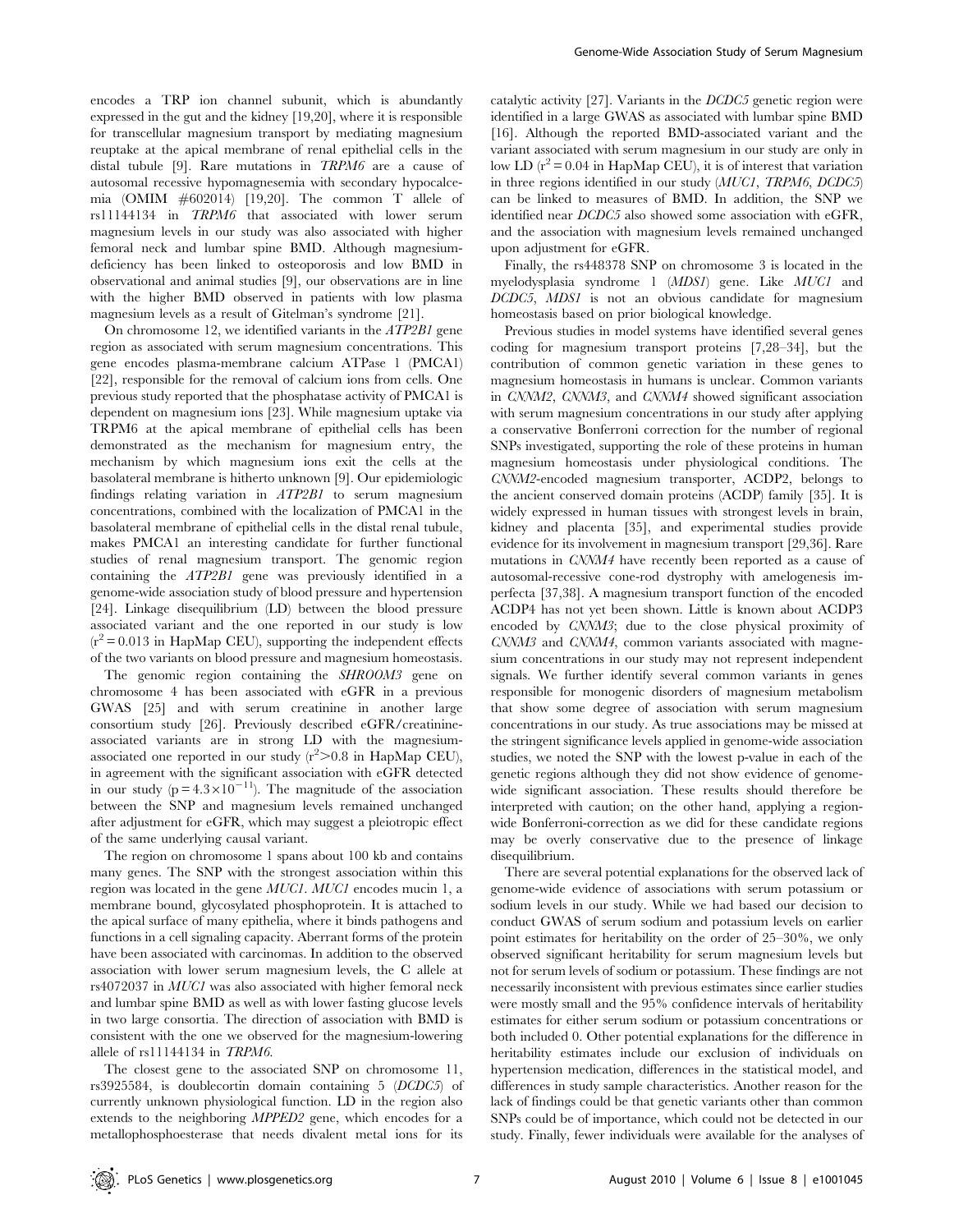encodes a TRP ion channel subunit, which is abundantly expressed in the gut and the kidney [19,20], where it is responsible for transcellular magnesium transport by mediating magnesium reuptake at the apical membrane of renal epithelial cells in the distal tubule [9]. Rare mutations in *TRPM6* are a cause of autosomal recessive hypomagnesemia with secondary hypocalcemia (OMIM #602014) [19,20]. The common T allele of rs11144134 in *TRPM6* that associated with lower serum magnesium levels in our study was also associated with higher femoral neck and lumbar spine BMD. Although magnesium-deficiency has been linked to osteoporosis and low BMD in observational and animal studies [9], our observations are in line with the higher BMD observed in patients with low plasma magnesium levels as a result of Gitelman's syndrome [21].

On chromosome 12, we identified variants in the *ATP2B1* gene region as associated with serum magnesium concentrations. This gene encodes plasma-membrane calcium ATPase 1 (PMCA1) [22], responsible for the removal of calcium ions from cells. One previous study reported that the phosphatase activity of PMCA1 is dependent on magnesium ions [23]. While magnesium uptake via TRPM6 at the apical membrane of epithelial cells has been demonstrated as the mechanism for magnesium entry, the mechanism by which magnesium ions exit the cells at the basolateral membrane is hitherto unknown [9]. Our epidemiologic findings relating variation in *ATP2B1* to serum magnesium concentrations, combined with the localization of PMCA1 in the basolateral membrane of epithelial cells in the distal renal tubule, makes PMCA1 an interesting candidate for further functional studies of renal magnesium transport. The genomic region containing the *ATP2B1* gene was previously identified in a genome-wide association study of blood pressure and hypertension [24]. Linkage disequilibrium (LD) between the blood pressure associated variant and the one reported in our study is low ($r^2 = 0.013$ in HapMap CEU), supporting the independent effects of the two variants on blood pressure and magnesium homeostasis.

The genomic region containing the *SHROOM3* gene on chromosome 4 has been associated with eGFR in a previous GWAS [25] and with serum creatinine in another large consortium study [26]. Previously described eGFR/creatinine-associated variants are in strong LD with the magnesium-associated one reported in our study ($r^2 > 0.8$ in HapMap CEU), in agreement with the significant association with eGFR detected in our study ($p = 4.3 \times 10^{-11}$). The magnitude of the association between the SNP and magnesium levels remained unchanged after adjustment for eGFR, which may suggest a pleiotropic effect of the same underlying causal variant.

The region on chromosome 1 spans about 100 kb and contains many genes. The SNP with the strongest association within this region was located in the gene *MUC1*. *MUC1* encodes mucin 1, a membrane bound, glycosylated phosphoprotein. It is attached to the apical surface of many epithelia, where it binds pathogens and functions in a cell signaling capacity. Aberrant forms of the protein have been associated with carcinomas. In addition to the observed association with lower serum magnesium levels, the C allele at rs4072037 in *MUC1* was also associated with higher femoral neck and lumbar spine BMD as well as with lower fasting glucose levels in two large consortia. The direction of association with BMD is consistent with the one we observed for the magnesium-lowering allele of rs11144134 in *TRPM6*.

The closest gene to the associated SNP on chromosome 11, rs3925584, is doublecortin domain containing 5 (*DCDC5*) of currently unknown physiological function. LD in the region also extends to the neighboring *MPPED2* gene, which encodes for a metallophosphoesterase that needs divalent metal ions for its catalytic activity [27]. Variants in the *DCDC5* genetic region were identified in a large GWAS as associated with lumbar spine BMD [16]. Although the reported BMD-associated variant and the variant associated with serum magnesium in our study are only in low LD ($r^2 = 0.04$ in HapMap CEU), it is of interest that variation in three regions identified in our study (*MUC1*, *TRPM6*, *DCDC5*) can be linked to measures of BMD. In addition, the SNP we identified near *DCDC5* also showed some association with eGFR, and the association with magnesium levels remained unchanged upon adjustment for eGFR.

Finally, the rs448378 SNP on chromosome 3 is located in the myelodysplasia syndrome 1 (*MDS1*) gene. Like *MUC1* and *DCDC5*, *MDS1* is not an obvious candidate for magnesium homeostasis based on prior biological knowledge.

Previous studies in model systems have identified several genes coding for magnesium transport proteins [7,28–34], but the contribution of common genetic variation in these genes to magnesium homeostasis in humans is unclear. Common variants in *CNNM2*, *CNNM3*, and *CNNM4* showed significant association with serum magnesium concentrations in our study after applying a conservative Bonferroni correction for the number of regional SNPs investigated, supporting the role of these proteins in human magnesium homeostasis under physiological conditions. The *CNNM2*-encoded magnesium transporter, ACDP2, belongs to the ancient conserved domain proteins (ACDP) family [35]. It is widely expressed in human tissues with strongest levels in brain, kidney and placenta [35], and experimental studies provide evidence for its involvement in magnesium transport [29,36]. Rare mutations in *CNNM4* have recently been reported as a cause of autosomal-recessive cone-rod dystrophy with amelogenesis imperfecta [37,38]. A magnesium transport function of the encoded ACDP4 has not yet been shown. Little is known about ACDP3 encoded by *CNNM3*; due to the close physical proximity of *CNNM3* and *CNNM4*, common variants associated with magnesium concentrations in our study may not represent independent signals. We further identify several common variants in genes responsible for monogenic disorders of magnesium metabolism that show some degree of association with serum magnesium concentrations in our study. As true associations may be missed at the stringent significance levels applied in genome-wide association studies, we noted the SNP with the lowest p-value in each of the genetic regions although they did not show evidence of genome-wide significant association. These results should therefore be interpreted with caution; on the other hand, applying a region-wide Bonferroni-correction as we did for these candidate regions may be overly conservative due to the presence of linkage disequilibrium.

There are several potential explanations for the observed lack of genome-wide evidence of associations with serum potassium or sodium levels in our study. While we had based our decision to conduct GWAS of serum sodium and potassium levels on earlier point estimates for heritability on the order of 25–30%, we only observed significant heritability for serum magnesium levels but not for serum levels of sodium or potassium. These findings are not necessarily inconsistent with previous estimates since earlier studies were mostly small and the 95% confidence intervals of heritability estimates for either serum sodium or potassium concentrations or both included 0. Other potential explanations for the difference in heritability estimates include our exclusion of individuals on hypertension medication, differences in the statistical model, and differences in study sample characteristics. Another reason for the lack of findings could be that genetic variants other than common SNPs could be of importance, which could not be detected in our study. Finally, fewer individuals were available for the analyses of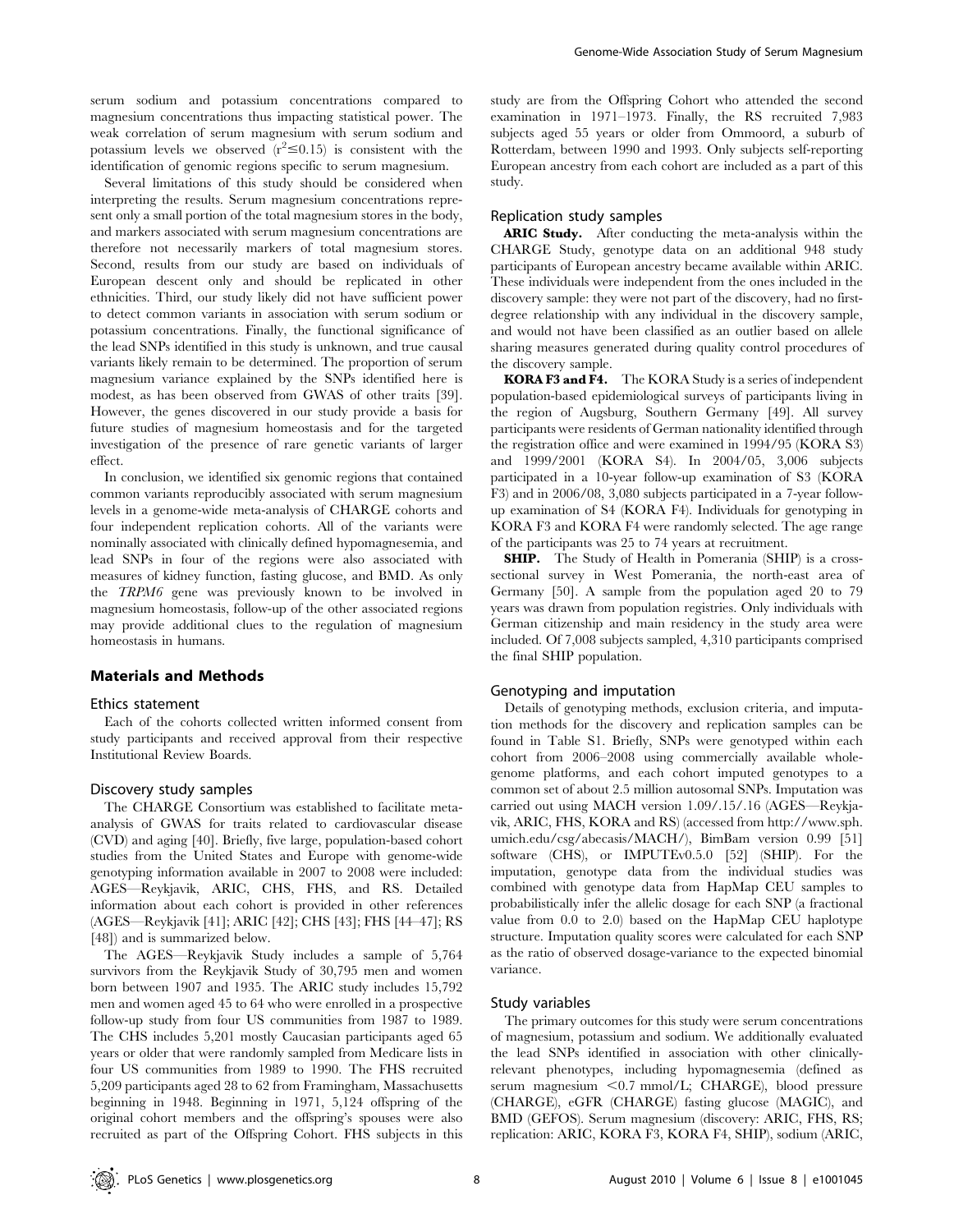serum sodium and potassium concentrations compared to magnesium concentrations thus impacting statistical power. The weak correlation of serum magnesium with serum sodium and potassium levels we observed ($r^2 \leq 0.15$) is consistent with the identification of genomic regions specific to serum magnesium.

Several limitations of this study should be considered when interpreting the results. Serum magnesium concentrations represent only a small portion of the total magnesium stores in the body, and markers associated with serum magnesium concentrations are therefore not necessarily markers of total magnesium stores. Second, results from our study are based on individuals of European descent only and should be replicated in other ethnicities. Third, our study likely did not have sufficient power to detect common variants in association with serum sodium or potassium concentrations. Finally, the functional significance of the lead SNPs identified in this study is unknown, and true causal variants likely remain to be determined. The proportion of serum magnesium variance explained by the SNPs identified here is modest, as has been observed from GWAS of other traits [39]. However, the genes discovered in our study provide a basis for future studies of magnesium homeostasis and for the targeted investigation of the presence of rare genetic variants of larger effect.

In conclusion, we identified six genomic regions that contained common variants reproducibly associated with serum magnesium levels in a genome-wide meta-analysis of CHARGE cohorts and four independent replication cohorts. All of the variants were nominally associated with clinically defined hypomagnesemia, and lead SNPs in four of the regions were also associated with measures of kidney function, fasting glucose, and BMD. As only the *TRPM6* gene was previously known to be involved in magnesium homeostasis, follow-up of the other associated regions may provide additional clues to the regulation of magnesium homeostasis in humans.

## Materials and Methods

### Ethics statement

Each of the cohorts collected written informed consent from study participants and received approval from their respective Institutional Review Boards.

### Discovery study samples

The CHARGE Consortium was established to facilitate meta-analysis of GWAS for traits related to cardiovascular disease (CVD) and aging [40]. Briefly, five large, population-based cohort studies from the United States and Europe with genome-wide genotyping information available in 2007 to 2008 were included: AGES—Reykjavik, ARIC, CHS, FHS, and RS. Detailed information about each cohort is provided in other references (AGES—Reykjavik [41]; ARIC [42]; CHS [43]; FHS [44–47]; RS [48]) and is summarized below.

The AGES—Reykjavik Study includes a sample of 5,764 survivors from the Reykjavik Study of 30,795 men and women born between 1907 and 1935. The ARIC study includes 15,792 men and women aged 45 to 64 who were enrolled in a prospective follow-up study from four US communities from 1987 to 1989. The CHS includes 5,201 mostly Caucasian participants aged 65 years or older that were randomly sampled from Medicare lists in four US communities from 1989 to 1990. The FHS recruited 5,209 participants aged 28 to 62 from Framingham, Massachusetts beginning in 1948. Beginning in 1971, 5,124 offspring of the original cohort members and the offspring's spouses were also recruited as part of the Offspring Cohort. FHS subjects in this study are from the Offspring Cohort who attended the second examination in 1971–1973. Finally, the RS recruited 7,983 subjects aged 55 years or older from Ommoord, a suburb of Rotterdam, between 1990 and 1993. Only subjects self-reporting European ancestry from each cohort are included as a part of this study.

### Replication study samples

**ARIC Study.** After conducting the meta-analysis within the CHARGE Study, genotype data on an additional 948 study participants of European ancestry became available within ARIC. These individuals were independent from the ones included in the discovery sample: they were not part of the discovery, had no first-degree relationship with any individual in the discovery sample, and would not have been classified as an outlier based on allele sharing measures generated during quality control procedures of the discovery sample.

**KORA F3 and F4.** The KORA Study is a series of independent population-based epidemiological surveys of participants living in the region of Augsburg, Southern Germany [49]. All survey participants were residents of German nationality identified through the registration office and were examined in 1994/95 (KORA S3) and 1999/2001 (KORA S4). In 2004/05, 3,006 subjects participated in a 10-year follow-up examination of S3 (KORA F3) and in 2006/08, 3,080 subjects participated in a 7-year follow-up examination of S4 (KORA F4). Individuals for genotyping in KORA F3 and KORA F4 were randomly selected. The age range of the participants was 25 to 74 years at recruitment.

**SHIP.** The Study of Health in Pomerania (SHIP) is a cross-sectional survey in West Pomerania, the north-east area of Germany [50]. A sample from the population aged 20 to 79 years was drawn from population registries. Only individuals with German citizenship and main residency in the study area were included. Of 7,008 subjects sampled, 4,310 participants comprised the final SHIP population.

### Genotyping and imputation

Details of genotyping methods, exclusion criteria, and imputation methods for the discovery and replication samples can be found in Table S1. Briefly, SNPs were genotyped within each cohort from 2006–2008 using commercially available whole-genome platforms, and each cohort imputed genotypes to a common set of about 2.5 million autosomal SNPs. Imputation was carried out using MACH version 1.09/.15/.16 (AGES—Reykjavik, ARIC, FHS, KORA and RS) (accessed from http://www.sph.umich.edu/csg/abecasis/MACH/), BimBam version 0.99 [51] software (CHS), or IMPUTEv0.5.0 [52] (SHIP). For the imputation, genotype data from the individual studies was combined with genotype data from HapMap CEU samples to probabilistically infer the allelic dosage for each SNP (a fractional value from 0.0 to 2.0) based on the HapMap CEU haplotype structure. Imputation quality scores were calculated for each SNP as the ratio of observed dosage-variance to the expected binomial variance.

### Study variables

The primary outcomes for this study were serum concentrations of magnesium, potassium and sodium. We additionally evaluated the lead SNPs identified in association with other clinically-relevant phenotypes, including hypomagnesemia (defined as serum magnesium <0.7 mmol/L; CHARGE), blood pressure (CHARGE), eGFR (CHARGE) fasting glucose (MAGIC), and BMD (GEFOS). Serum magnesium (discovery: ARIC, FHS, RS; replication: ARIC, KORA F3, KORA F4, SHIP), sodium (ARIC,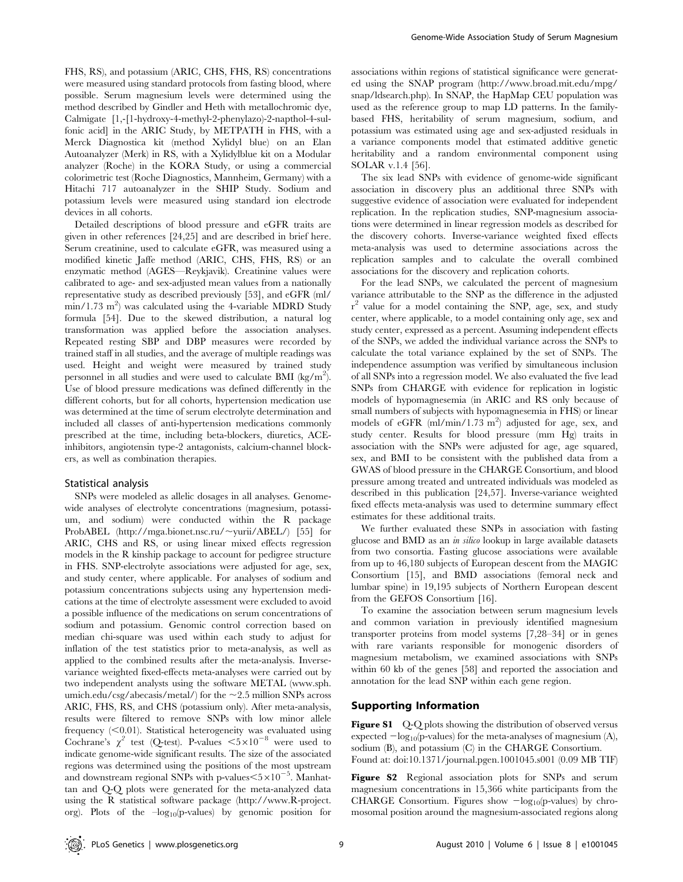FHS, RS), and potassium (ARIC, CHS, FHS, RS) concentrations were measured using standard protocols from fasting blood, where possible. Serum magnesium levels were determined using the method described by Gindler and Heth with metallochromic dye, Calmigate [1,-[1-hydroxy-4-methyl-2-phenylazo)-2-napthol-4-sulfonic acid] in the ARIC Study, by METPATH in FHS, with a Merck Diagnostica kit (method Xylidyl blue) on an Elan Autoanalyzer (Merk) in RS, with a Xylidylblue kit on a Modular analyzer (Roche) in the KORA Study, or using a commercial colorimetric test (Roche Diagnostics, Mannheim, Germany) with a Hitachi 717 autoanalyzer in the SHIP Study. Sodium and potassium levels were measured using standard ion electrode devices in all cohorts.

Detailed descriptions of blood pressure and eGFR traits are given in other references [24,25] and are described in brief here. Serum creatinine, used to calculate eGFR, was measured using a modified kinetic Jaffe method (ARIC, CHS, FHS, RS) or an enzymatic method (AGES—Reykjavik). Creatinine values were calibrated to age- and sex-adjusted mean values from a nationally representative study as described previously [53], and eGFR (ml/min/1.73 $m^2$) was calculated using the 4-variable MDRD Study formula [54]. Due to the skewed distribution, a natural log transformation was applied before the association analyses. Repeated resting SBP and DBP measures were recorded by trained staff in all studies, and the average of multiple readings was used. Height and weight were measured by trained study personnel in all studies and were used to calculate BMI (kg/$m^2$). Use of blood pressure medications was defined differently in the different cohorts, but for all cohorts, hypertension medication use was determined at the time of serum electrolyte determination and included all classes of anti-hypertension medications commonly prescribed at the time, including beta-blockers, diuretics, ACE-inhibitors, angiotensin type-2 antagonists, calcium-channel blockers, as well as combination therapies.

## Statistical analysis

SNPs were modeled as allelic dosages in all analyses. Genome-wide analyses of electrolyte concentrations (magnesium, potassium, and sodium) were conducted within the R package ProbABEL (http://mga.bionet.nsc.ru/~yurii/ABEL/) [55] for ARIC, CHS and RS, or using linear mixed effects regression models in the R kinship package to account for pedigree structure in FHS. SNP-electrolyte associations were adjusted for age, sex, and study center, where applicable. For analyses of sodium and potassium concentrations subjects using any hypertension medications at the time of electrolyte assessment were excluded to avoid a possible influence of the medications on serum concentrations of sodium and potassium. Genomic control correction based on median chi-square was used within each study to adjust for inflation of the test statistics prior to meta-analysis, as well as applied to the combined results after the meta-analysis. Inverse-variance weighted fixed-effects meta-analyses were carried out by two independent analysts using the software METAL (www.sph.umich.edu/csg/abecasis/metal/) for the ~2.5 million SNPs across ARIC, FHS, RS, and CHS (potassium only). After meta-analysis, results were filtered to remove SNPs with low minor allele frequency (<0.01). Statistical heterogeneity was evaluated using Cochrane's $\chi^2$ test (Q-test). P-values $<5\times10^{-8}$ were used to indicate genome-wide significant results. The size of the associated regions was determined using the positions of the most upstream and downstream regional SNPs with p-values$<5\times10^{-5}$. Manhattan and Q-Q plots were generated for the meta-analyzed data using the R statistical software package (http://www.R-project.org). Plots of the $-\log_{10}$(p-values) by genomic position for associations within regions of statistical significance were generated using the SNAP program (http://www.broad.mit.edu/mpg/snap/ldsearch.php). In SNAP, the HapMap CEU population was used as the reference group to map LD patterns. In the family-based FHS, heritability of serum magnesium, sodium, and potassium was estimated using age and sex-adjusted residuals in a variance components model that estimated additive genetic heritability and a random environmental component using SOLAR v.1.4 [56].

The six lead SNPs with evidence of genome-wide significant association in discovery plus an additional three SNPs with suggestive evidence of association were evaluated for independent replication. In the replication studies, SNP-magnesium associations were determined in linear regression models as described for the discovery cohorts. Inverse-variance weighted fixed effects meta-analysis was used to determine associations across the replication samples and to calculate the overall combined associations for the discovery and replication cohorts.

For the lead SNPs, we calculated the percent of magnesium variance attributable to the SNP as the difference in the adjusted $r^2$ value for a model containing the SNP, age, sex, and study center, where applicable, to a model containing only age, sex and study center, expressed as a percent. Assuming independent effects of the SNPs, we added the individual variance across the SNPs to calculate the total variance explained by the set of SNPs. The independence assumption was verified by simultaneous inclusion of all SNPs into a regression model. We also evaluated the five lead SNPs from CHARGE with evidence for replication in logistic models of hypomagnesemia (in ARIC and RS only because of small numbers of subjects with hypomagnesemia in FHS) or linear models of eGFR (ml/min/1.73 $m^2$) adjusted for age, sex, and study center. Results for blood pressure (mm Hg) traits in association with the SNPs were adjusted for age, age squared, sex, and BMI to be consistent with the published data from a GWAS of blood pressure in the CHARGE Consortium, and blood pressure among treated and untreated individuals was modeled as described in this publication [24,57]. Inverse-variance weighted fixed effects meta-analysis was used to determine summary effect estimates for these additional traits.

We further evaluated these SNPs in association with fasting glucose and BMD as an *in silico* lookup in large available datasets from two consortia. Fasting glucose associations were available from up to 46,180 subjects of European descent from the MAGIC Consortium [15], and BMD associations (femoral neck and lumbar spine) in 19,195 subjects of Northern European descent from the GEFOS Consortium [16].

To examine the association between serum magnesium levels and common variation in previously identified magnesium transporter proteins from model systems [7,28–34] or in genes with rare variants responsible for monogenic disorders of magnesium metabolism, we examined associations with SNPs within 60 kb of the genes [58] and reported the association and annotation for the lead SNP within each gene region.

## Supporting Information

**Figure S1** Q-Q plots showing the distribution of observed versus expected $-\log_{10}$(p-values) for the meta-analyses of magnesium (A), sodium (B), and potassium (C) in the CHARGE Consortium.
Found at: doi:10.1371/journal.pgen.1001045.s001 (0.09 MB TIF)

**Figure S2** Regional association plots for SNPs and serum magnesium concentrations in 15,366 white participants from the CHARGE Consortium. Figures show $-\log_{10}$(p-values) by chromosomal position around the magnesium-associated regions along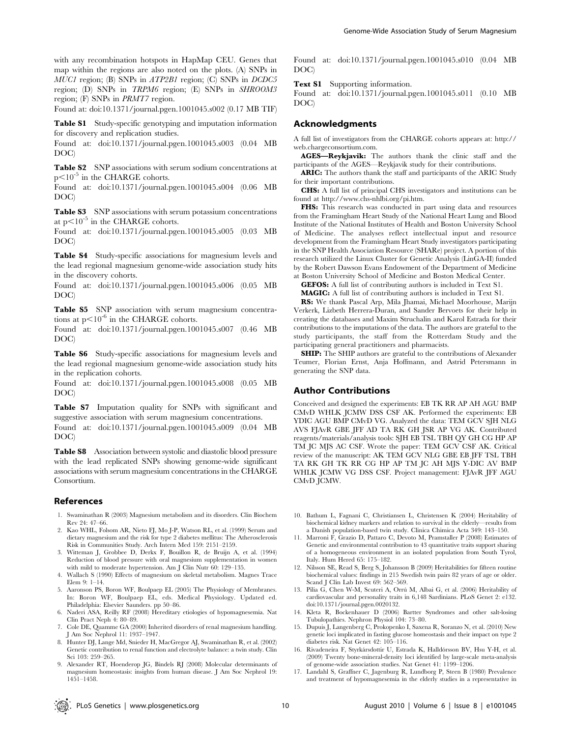with any recombination hotspots in HapMap CEU. Genes that map within the regions are also noted on the plots. (A) SNPs in *MUC1* region; (B) SNPs in *ATP2B1* region; (C) SNPs in *DCDC5* region; (D) SNPs in *TRPM6* region; (E) SNPs in *SHROOM3* region; (F) SNPs in *PRMT7* region.

Found at: doi:10.1371/journal.pgen.1001045.s002 (0.17 MB TIF)

**Table S1** Study-specific genotyping and imputation information for discovery and replication studies.

Found at: doi:10.1371/journal.pgen.1001045.s003 (0.04 MB DOC)

**Table S2** SNP associations with serum sodium concentrations at $p<10^{-5}$ in the CHARGE cohorts.

Found at: doi:10.1371/journal.pgen.1001045.s004 (0.06 MB DOC)

**Table S3** SNP associations with serum potassium concentrations at $p<10^{-5}$ in the CHARGE cohorts.

Found at: doi:10.1371/journal.pgen.1001045.s005 (0.03 MB DOC)

**Table S4** Study-specific associations for magnesium levels and the lead regional magnesium genome-wide association study hits in the discovery cohorts.

Found at: doi:10.1371/journal.pgen.1001045.s006 (0.05 MB DOC)

**Table S5** SNP association with serum magnesium concentrations at $p<10^{-6}$ in the CHARGE cohorts.

Found at: doi:10.1371/journal.pgen.1001045.s007 (0.46 MB DOC)

**Table S6** Study-specific associations for magnesium levels and the lead regional magnesium genome-wide association study hits in the replication cohorts.

Found at: doi:10.1371/journal.pgen.1001045.s008 (0.05 MB DOC)

**Table S7** Imputation quality for SNPs with significant and suggestive association with serum magnesium concentrations.

Found at: doi:10.1371/journal.pgen.1001045.s009 (0.04 MB DOC)

**Table S8** Association between systolic and diastolic blood pressure with the lead replicated SNPs showing genome-wide significant associations with serum magnesium concentrations in the CHARGE Consortium.

Found at: doi:10.1371/journal.pgen.1001045.s010 (0.04 MB DOC)

**Text S1** Supporting information.

Found at: doi:10.1371/journal.pgen.1001045.s011 (0.10 MB DOC)

## Acknowledgments

A full list of investigators from the CHARGE cohorts appears at: http://web.chargeconsortium.com.

**AGES—Reykjavik:** The authors thank the clinic staff and the participants of the AGES—Reykjavik study for their contributions.

**ARIC:** The authors thank the staff and participants of the ARIC Study for their important contributions.

**CHS:** A full list of principal CHS investigators and institutions can be found at http://www.chs-nhlbi.org/pi.htm.

**FHS:** This research was conducted in part using data and resources from the Framingham Heart Study of the National Heart Lung and Blood Institute of the National Institutes of Health and Boston University School of Medicine. The analyses reflect intellectual input and resource development from the Framingham Heart Study investigators participating in the SNP Health Association Resource (SHARe) project. A portion of this research utilized the Linux Cluster for Genetic Analysis (LinGA-II) funded by the Robert Dawson Evans Endowment of the Department of Medicine at Boston University School of Medicine and Boston Medical Center.

**GEFOS:** A full list of contributing authors is included in Text S1.

**MAGIC:** A full list of contributing authors is included in Text S1.

**RS:** We thank Pascal Arp, Mila Jhamai, Michael Moorhouse, Marijn Verkerk, Lizbeth Herrera-Duran, and Sander Bervoets for their help in creating the databases and Maxim Struchalin and Karol Estrada for their contributions to the imputations of the data. The authors are grateful to the study participants, the staff from the Rotterdam Study and the participating general practitioners and pharmacists.

**SHIP:** The SHIP authors are grateful to the contributions of Alexander Teumer, Florian Ernst, Anja Hoffmann, and Astrid Petersmann in generating the SNP data.

## Author Contributions

Conceived and designed the experiments: EB TK RR AP AH AGU BMP CMvD WHLK JCMW DSS CSF AK. Performed the experiments: EB YDIC AGU BMP CMvD VG. Analyzed the data: TEM GCV SJH NLG AVS FJAvR GBE JFF AD TA RK GH JSR AP VG AK. Contributed reagents/materials/analysis tools: SJH EB TSL TBH QY GH CG HP AP TM JC MJS AC CSF. Wrote the paper: TEM GCV CSF AK. Critical review of the manuscript: AK TEM GCV NLG GBE EB JFF TSL TBH TA RK GH TK RR CG HP AP TM JC AH MJS Y-DIC AV BMP WHLK JCMW VG DSS CSF. Project management: FJAvR JFF AGU CMvD JCMW.

## References

1. Swaminathan R (2003) Magnesium metabolism and its disorders. Clin Biochem Rev 24: 47–66.
2. Kao WHL, Folsom AR, Nieto FJ, Mo J-P, Watson RL, et al. (1999) Serum and dietary magnesium and the risk for type 2 diabetes mellitus: The Atherosclerosis Risk in Communities Study. Arch Intern Med 159: 2151–2159.
3. Witteman J, Grobbee D, Derkx F, Bouillon R, de Bruijn A, et al. (1994) Reduction of blood pressure with oral magnesium supplementation in women with mild to moderate hypertension. Am J Clin Nutr 60: 129–135.
4. Wallach S (1990) Effects of magnesium on skeletal metabolism. Magnes Trace Elem 9: 1–14.
5. Aaronson PS, Boron WF, Boulpaep EL (2005) The Physiology of Membranes. In: Boron WF, Boulpaep EL, eds. Medical Physiology. Updated ed. Philadelphia: Elsevier Saunders. pp 50–86.
6. Naderi ASA, Reilly RF (2008) Hereditary etiologies of hypomagnesemia. Nat Clin Pract Neph 4: 80–89.
7. Cole DE, Quamme GA (2000) Inherited disorders of renal magnesium handling. J Am Soc Nephrol 11: 1937–1947.
8. Hunter DJ, Lange Md, Snieder H, MacGregor AJ, Swaminathan R, et al. (2002) Genetic contribution to renal function and electrolyte balance: a twin study. Clin Sci 103: 259–265.
9. Alexander RT, Hoenderop JG, Bindels RJ (2008) Molecular determinants of magnesium homeostasis: insights from human disease. J Am Soc Nephrol 19: 1451–1458.
10. Bathum L, Fagnani C, Christiansen L, Christensen K (2004) Heritability of biochemical kidney markers and relation to survival in the elderly—results from a Danish population-based twin study. Clinica Chimica Acta 349: 143–150.
11. Marroni F, Grazio D, Pattaro C, Devoto M, Pramstaller P (2008) Estimates of Genetic and environmental contribution to 43 quantitative traits support sharing of a homogeneous environment in an isolated population from South Tyrol, Italy. Hum Hered 65: 175–182.
12. Nilsson SE, Read S, Berg S, Johansson B (2009) Heritabilities for fifteen routine biochemical values: findings in 215 Swedish twin pairs 82 years of age or older. Scand J Clin Lab Invest 69: 562–569.
13. Pilia G, Chen W-M, Scuteri A, Orrú M, Albai G, et al. (2006) Heritability of cardiovascular and personality traits in 6,148 Sardinians. PLoS Genet 2: e132. doi:10.1371/journal.pgen.0020132.
14. Kleta R, Bockenhauer D (2006) Bartter Syndromes and other salt-losing Tubulopathies. Nephron Physiol 104: 73–80.
15. Dupuis J, Langenberg C, Prokopenko I, Saxena R, Soranzo N, et al. (2010) New genetic loci implicated in fasting glucose homeostasis and their impact on type 2 diabetes risk. Nat Genet 42: 105–116.
16. Rivadeneira F, Styrkársdottir U, Estrada K, Halldórsson BV, Hsu Y-H, et al. (2009) Twenty bone-mineral-density loci identified by large-scale meta-analysis of genome-wide association studies. Nat Genet 41: 1199–1206.
17. Landahl S, Graffner C, Jagenburg R, Lundborg P, Steen B (1980) Prevalence and treatment of hypomagnesemia in the elderly studies in a representative in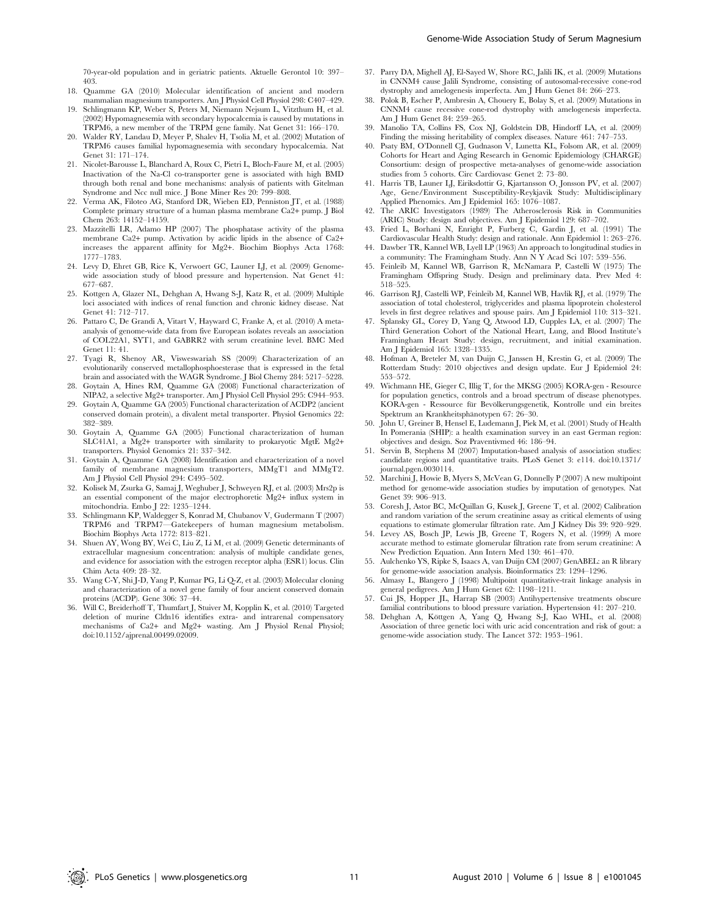70-year-old population and in geriatric patients. Aktuelle Gerontol 10: 397–403.

18. Quamme GA (2010) Molecular identification of ancient and modern mammalian magnesium transporters. Am J Physiol Cell Physiol 298: C407–429.
19. Schlingmann KP, Weber S, Peters M, Niemann Nejsum L, Vitzthum H, et al. (2002) Hypomagnesemia with secondary hypocalcemia is caused by mutations in TRPM6, a new member of the TRPM gene family. Nat Genet 31: 166–170.
20. Walder RY, Landau D, Meyer P, Shalev H, Tsolia M, et al. (2002) Mutation of TRPM6 causes familial hypomagnesemia with secondary hypocalcemia. Nat Genet 31: 171–174.
21. Nicolet-Barousse L, Blanchard A, Roux C, Pietri L, Bloch-Faure M, et al. (2005) Inactivation of the Na-Cl co-transporter gene is associated with high BMD through both renal and bone mechanisms: analysis of patients with Gitelman Syndrome and Ncc null mice. J Bone Miner Res 20: 799–808.
22. Verma AK, Filoteo AG, Stanford DR, Wieben ED, Penniston JT, et al. (1988) Complete primary structure of a human plasma membrane Ca2+ pump. J Biol Chem 263: 14152–14159.
23. Mazzitelli LR, Adamo HP (2007) The phosphatase activity of the plasma membrane Ca2+ pump. Activation by acidic lipids in the absence of Ca2+ increases the apparent affinity for Mg2+. Biochim Biophys Acta 1768: 1777–1783.
24. Levy D, Ehret GB, Rice K, Verwoert GC, Launer LJ, et al. (2009) Genome-wide association study of blood pressure and hypertension. Nat Genet 41: 677–687.
25. Kottgen A, Glazer NL, Dehghan A, Hwang S-J, Katz R, et al. (2009) Multiple loci associated with indices of renal function and chronic kidney disease. Nat Genet 41: 712–717.
26. Pattaro C, De Grandi A, Vitart V, Hayward C, Franke A, et al. (2010) A meta-analysis of genome-wide data from five European isolates reveals an association of COL22A1, SYT1, and GABRR2 with serum creatinine level. BMC Med Genet 11: 41.
27. Tyagi R, Shenoy AR, Visweswariah SS (2009) Characterization of an evolutionarily conserved metallophosphoesterase that is expressed in the fetal brain and associated with the WAGR Syndrome. J Biol Chemy 284: 5217–5228.
28. Goytain A, Hines RM, Quamme GA (2008) Functional characterization of NIPA2, a selective Mg2+ transporter. Am J Physiol Cell Physiol 295: C944–953.
29. Goytain A, Quamme GA (2005) Functional characterization of ACDP2 (ancient conserved domain protein), a divalent metal transporter. Physiol Genomics 22: 382–389.
30. Goytain A, Quamme GA (2005) Functional characterization of human SLC41A1, a Mg2+ transporter with similarity to prokaryotic MgtE Mg2+ transporters. Physiol Genomics 21: 337–342.
31. Goytain A, Quamme GA (2008) Identification and characterization of a novel family of membrane magnesium transporters, MMgT1 and MMgT2. Am J Physiol Cell Physiol 294: C495–502.
32. Kolisek M, Zsurka G, Samaj J, Weghuber J, Schweyen RJ, et al. (2003) Mrs2p is an essential component of the major electrophoretic Mg2+ influx system in mitochondria. Embo J 22: 1235–1244.
33. Schlingmann KP, Waldegger S, Konrad M, Chubanov V, Gudermann T (2007) TRPM6 and TRPM7—Gatekeepers of human magnesium metabolism. Biochim Biophys Acta 1772: 813–821.
34. Shuen AY, Wong BY, Wei C, Liu Z, Li M, et al. (2009) Genetic determinants of extracellular magnesium concentration: analysis of multiple candidate genes, and evidence for association with the estrogen receptor alpha (ESR1) locus. Clin Chim Acta 409: 28–32.
35. Wang C-Y, Shi J-D, Yang P, Kumar PG, Li Q-Z, et al. (2003) Molecular cloning and characterization of a novel gene family of four ancient conserved domain proteins (ACDP). Gene 306: 37–44.
36. Will C, Breiderhoff T, Thumfart J, Stuiver M, Kopplin K, et al. (2010) Targeted deletion of murine Cldn16 identifies extra- and intrarenal compensatory mechanisms of Ca2+ and Mg2+ wasting. Am J Physiol Renal Physiol; doi:10.1152/ajprenal.00499.02009.
37. Parry DA, Mighell AJ, El-Sayed W, Shore RC, Jalili IK, et al. (2009) Mutations in CNNM4 cause Jalili Syndrome, consisting of autosomal-recessive cone-rod dystrophy and amelogenesis imperfecta. Am J Hum Genet 84: 266–273.
38. Polok B, Escher P, Ambresin A, Chouery E, Bolay S, et al. (2009) Mutations in CNNM4 cause recessive cone-rod dystrophy with amelogenesis imperfecta. Am J Hum Genet 84: 259–265.
39. Manolio TA, Collins FS, Cox NJ, Goldstein DB, Hindorff LA, et al. (2009) Finding the missing heritability of complex diseases. Nature 461: 747–753.
40. Psaty BM, O'Donnell CJ, Gudnason V, Lunetta KL, Folsom AR, et al. (2009) Cohorts for Heart and Aging Research in Genomic Epidemiology (CHARGE) Consortium: design of prospective meta-analyses of genome-wide association studies from 5 cohorts. Circ Cardiovasc Genet 2: 73–80.
41. Harris TB, Launer LJ, Eiriksdottir G, Kjartansson O, Jonsson PV, et al. (2007) Age, Gene/Environment Susceptibility-Reykjavik Study: Multidisciplinary Applied Phenomics. Am J Epidemiol 165: 1076–1087.
42. The ARIC Investigators (1989) The Atherosclerosis Risk in Communities (ARIC) Study: design and objectives. Am J Epidemiol 129: 687–702.
43. Fried L, Borhani N, Enright P, Furberg C, Gardin J, et al. (1991) The Cardiovascular Health Study: design and rationale. Ann Epidemiol 1: 263–276.
44. Dawber TR, Kannel WB, Lyell LP (1963) An approach to longitudinal studies in a community: The Framingham Study. Ann N Y Acad Sci 107: 539–556.
45. Feinleib M, Kannel WB, Garrison RJ, McNamara P, Castelli W (1975) The Framingham Offspring Study. Design and preliminary data. Prev Med 4: 518–525.
46. Garrison RJ, Castelli WP, Feinleib M, Kannel WB, Havlik RJ, et al. (1979) The association of total cholesterol, triglycerides and plasma lipoprotein cholesterol levels in first degree relatives and spouse pairs. Am J Epidemiol 110: 313–321.
47. Splansky GL, Corey D, Yang Q, Atwood LD, Cupples LA, et al. (2007) The Third Generation Cohort of the National Heart, Lung, and Blood Institute's Framingham Heart Study: design, recruitment, and initial examination. Am J Epidemiol 165: 1328–1335.
48. Hofman A, Breteler M, van Duijn C, Janssen H, Krestin G, et al. (2009) The Rotterdam Study: 2010 objectives and design update. Eur J Epidemiol 24: 553–572.
49. Wichmann HE, Gieger C, Illig T, for the MKSG (2005) KORA-gen - Resource for population genetics, controls and a broad spectrum of disease phenotypes. KORA-gen - Ressource für Bevölkerungsgenetik, Kontrolle und ein breites Spektrum an Krankheitsphänotypen 67: 26–30.
50. John U, Greiner B, Hensel E, Ludemann J, Piek M, et al. (2001) Study of Health In Pomerania (SHIP): a health examination survey in an east German region: objectives and design. Soz Praventivmed 46: 186–94.
51. Servin B, Stephens M (2007) Imputation-based analysis of association studies: candidate regions and quantitative traits. PLoS Genet 3: e114. doi:10.1371/journal.pgen.0030114.
52. Marchini J, Howie B, Myers S, McVean G, Donnelly P (2007) A new multipoint method for genome-wide association studies by imputation of genotypes. Nat Genet 39: 906–913.
53. Coresh J, Astor BC, McQuillan G, Kusek J, Greene T, et al. (2002) Calibration and random variation of the serum creatinine assay as critical elements of using equations to estimate glomerular filtration rate. Am J Kidney Dis 39: 920–929.
54. Levey AS, Bosch JP, Lewis JB, Greene T, Rogers N, et al. (1999) A more accurate method to estimate glomerular filtration rate from serum creatinine: A New Prediction Equation. Ann Intern Med 130: 461–470.
55. Aulchenko YS, Ripke S, Isaacs A, van Duijn CM (2007) GenABEL: an R library for genome-wide association analysis. Bioinformatics 23: 1294–1296.
56. Almasy L, Blangero J (1998) Multipoint quantitative-trait linkage analysis in general pedigrees. Am J Hum Genet 62: 1198–1211.
57. Cui JS, Hopper JL, Harrap SB (2003) Antihypertensive treatments obscure familial contributions to blood pressure variation. Hypertension 41: 207–210.
58. Dehghan A, Köttgen A, Yang Q, Hwang S-J, Kao WHL, et al. (2008) Association of three genetic loci with uric acid concentration and risk of gout: a genome-wide association study. The Lancet 372: 1953–1961.